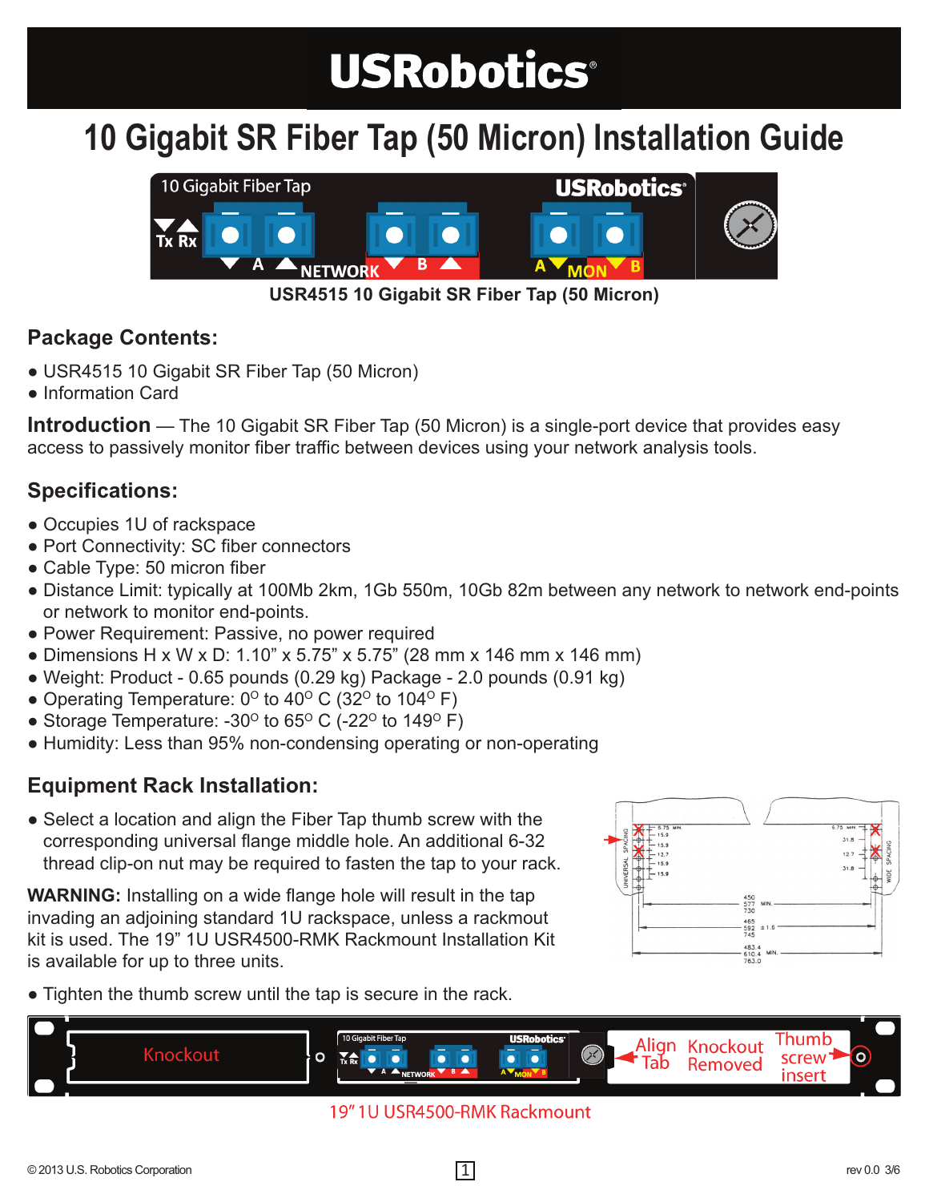# USRobotics

# 10 Gigabit SR Fiber Tap (50 Micron) Installation Guide

USR4515 10 Gigabit SR Fiber Tap (50 Micron)

## Package Contents:

- USR4515 10 Gigabit SR Fiber Tap (50 Micron)
- Information Card

**Introduction** — The 10 Gigabit SR Fiber Tap (50 Micron) is a single-port device that provides easy access to passively monitor fiber traffic between devices using your network analysis tools.

## Specifications:

- Occupies 1U of rackspace
- Port Connectivity: SC fiber connectors
- Cable Type: 50 micron fiber
- Distance Limit: typically at 100Mb 2km, 1Gb 550m, 10Gb 82m between any network to network end-points or network to monitor end-points.
- Power Requirement: Passive, no power required
- Dimensions H x W x D: 1.10" x 5.75" x 5.75" (28 mm x 146 mm x 146 mm)
- Weight: Product - 0.65 pounds (0.29 kg) Package - 2.0 pounds (0.91 kg)
- Operating Temperature: 0° to 40° C (32° to 104° F)
- Storage Temperature: -30° to 65° C (-22° to 149° F)
- Humidity: Less than 95% non-condensing operating or non-operating

## Equipment Rack Installation:

- Select a location and align the Fiber Tap thumb screw with the corresponding universal flange middle hole. An additional 6-32 thread clip-on nut may be required to fasten the tap to your rack.

**WARNING:** Installing on a wide flange hole will result in the tap invading an adjoining standard 1U rackspace, unless a rackmout kit is used. The 19" 1U USR4500-RMK Rackmount Installation Kit is available for up to three units.

- Tighten the thumb screw until the tap is secure in the rack.

19" 1U USR4500-RMK Rackmount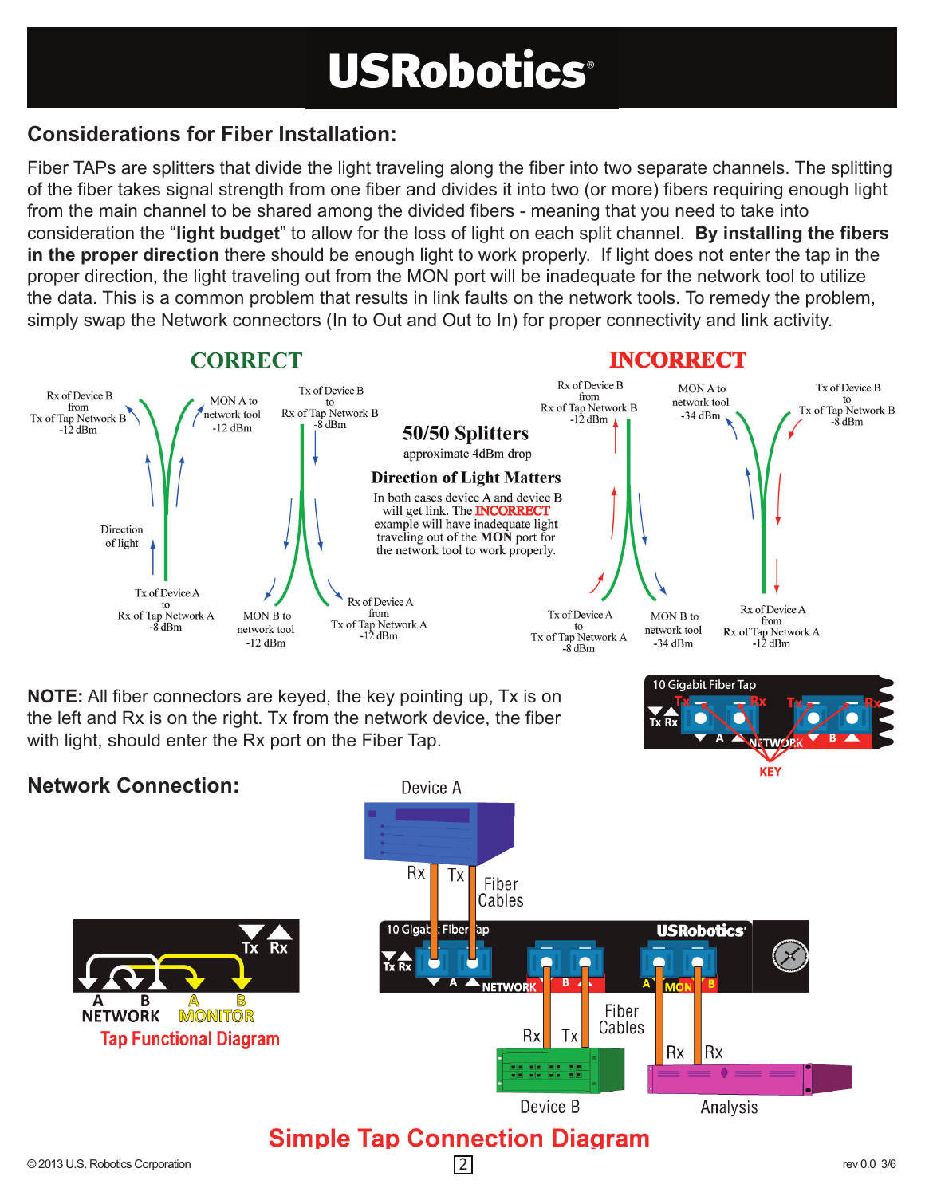## Considerations for Fiber Installation:

Fiber TAPs are splitters that divide the light traveling along the fiber into two separate channels. The splitting of the fiber takes signal strength from one fiber and divides it into two (or more) fibers requiring enough light from the main channel to be shared among the divided fibers - meaning that you need to take into consideration the “**light budget**” to allow for the loss of light on each split channel. **By installing the fibers in the proper direction** there should be enough light to work properly. If light does not enter the tap in the proper direction, the light traveling out from the MON port will be inadequate for the network tool to utilize the data. This is a common problem that results in link faults on the network tools. To remedy the problem, simply swap the Network connectors (In to Out and Out to In) for proper connectivity and link activity.

**CORRECT**

Rx of Device B from Tx of Tap Network B -12 dBm

MON A to network tool -12 dBm

Tx of Device B to Rx of Tap Network B -8 dBm

Direction of light

Tx of Device A to Rx of Tap Network A -8 dBm

MON B to network tool -12 dBm

Rx of Device A from Tx of Tap Network A -12 dBm

**50/50 Splitters**

approximate 4dBm drop

**Direction of Light Matters**

In both cases device A and device B will get link. The INCORRECT example will have inadequate light traveling out of the **MON** port for the network tool to work properly.

**INCORRECT**

Rx of Device B from Rx of Tap Network B -12 dBm

MON A to network tool -34 dBm

Tx of Device B to Tx of Tap Network B -8 dBm

Tx of Device A to Tx of Tap Network A -8 dBm

MON B to network tool -34 dBm

Rx of Device A from Rx of Tap Network A -12 dBm

**NOTE:** All fiber connectors are keyed, the key pointing up, Tx is on the left and Rx is on the right. Tx from the network device, the fiber with light, should enter the Rx port on the Fiber Tap.

10 Gigabit Fiber Tap — Tx Rx Tx Rx — A NETWORK B — KEY

## Network Connection:

Tx Rx — A B NETWORK — A B MONITOR

Tap Functional Diagram

Device A — Rx Tx — Fiber Cables — 10 Gigabit Fiber Tap — USRobotics — A NETWORK B — A MON B — Rx Tx Fiber Cables — Rx Rx — Device B — Analysis

**Simple Tap Connection Diagram**

© 2013 U.S. Robotics Corporation — rev 0.0 3/6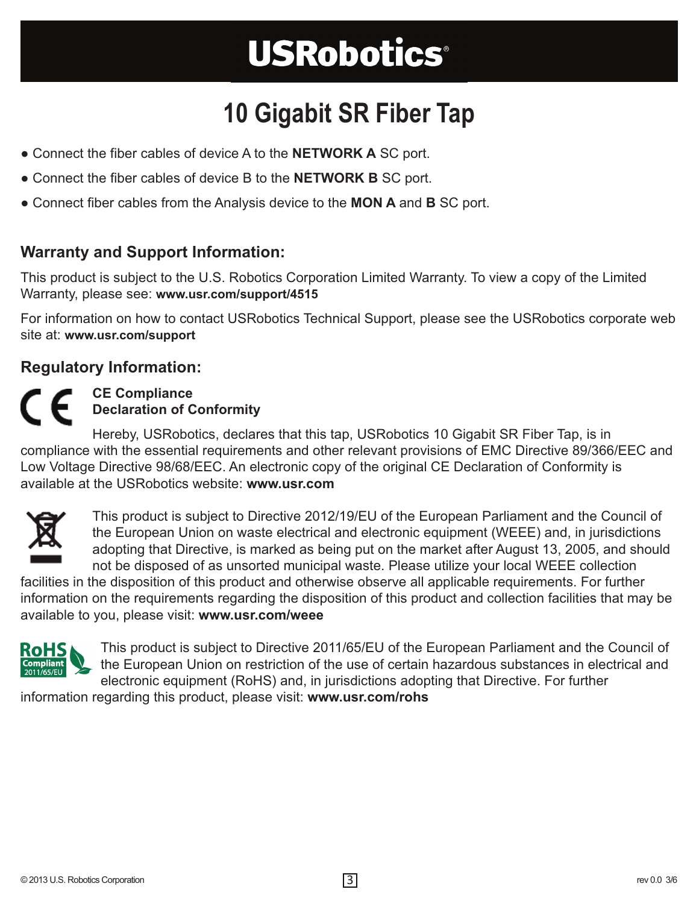# USRobotics

# 10 Gigabit SR Fiber Tap

- Connect the fiber cables of device A to the **NETWORK A** SC port.
- Connect the fiber cables of device B to the **NETWORK B** SC port.
- Connect fiber cables from the Analysis device to the **MON A** and **B** SC port.

## Warranty and Support Information:

This product is subject to the U.S. Robotics Corporation Limited Warranty. To view a copy of the Limited Warranty, please see: **www.usr.com/support/4515**

For information on how to contact USRobotics Technical Support, please see the USRobotics corporate web site at: **www.usr.com/support**

## Regulatory Information:

**CE Compliance**
**Declaration of Conformity**

Hereby, USRobotics, declares that this tap, USRobotics 10 Gigabit SR Fiber Tap, is in compliance with the essential requirements and other relevant provisions of EMC Directive 89/366/EEC and Low Voltage Directive 98/68/EEC. An electronic copy of the original CE Declaration of Conformity is available at the USRobotics website: **www.usr.com**

This product is subject to Directive 2012/19/EU of the European Parliament and the Council of the European Union on waste electrical and electronic equipment (WEEE) and, in jurisdictions adopting that Directive, is marked as being put on the market after August 13, 2005, and should not be disposed of as unsorted municipal waste. Please utilize your local WEEE collection facilities in the disposition of this product and otherwise observe all applicable requirements. For further information on the requirements regarding the disposition of this product and collection facilities that may be available to you, please visit: **www.usr.com/weee**

This product is subject to Directive 2011/65/EU of the European Parliament and the Council of the European Union on restriction of the use of certain hazardous substances in electrical and electronic equipment (RoHS) and, in jurisdictions adopting that Directive. For further information regarding this product, please visit: **www.usr.com/rohs**

© 2013 U.S. Robotics Corporation

rev 0.0 3/6